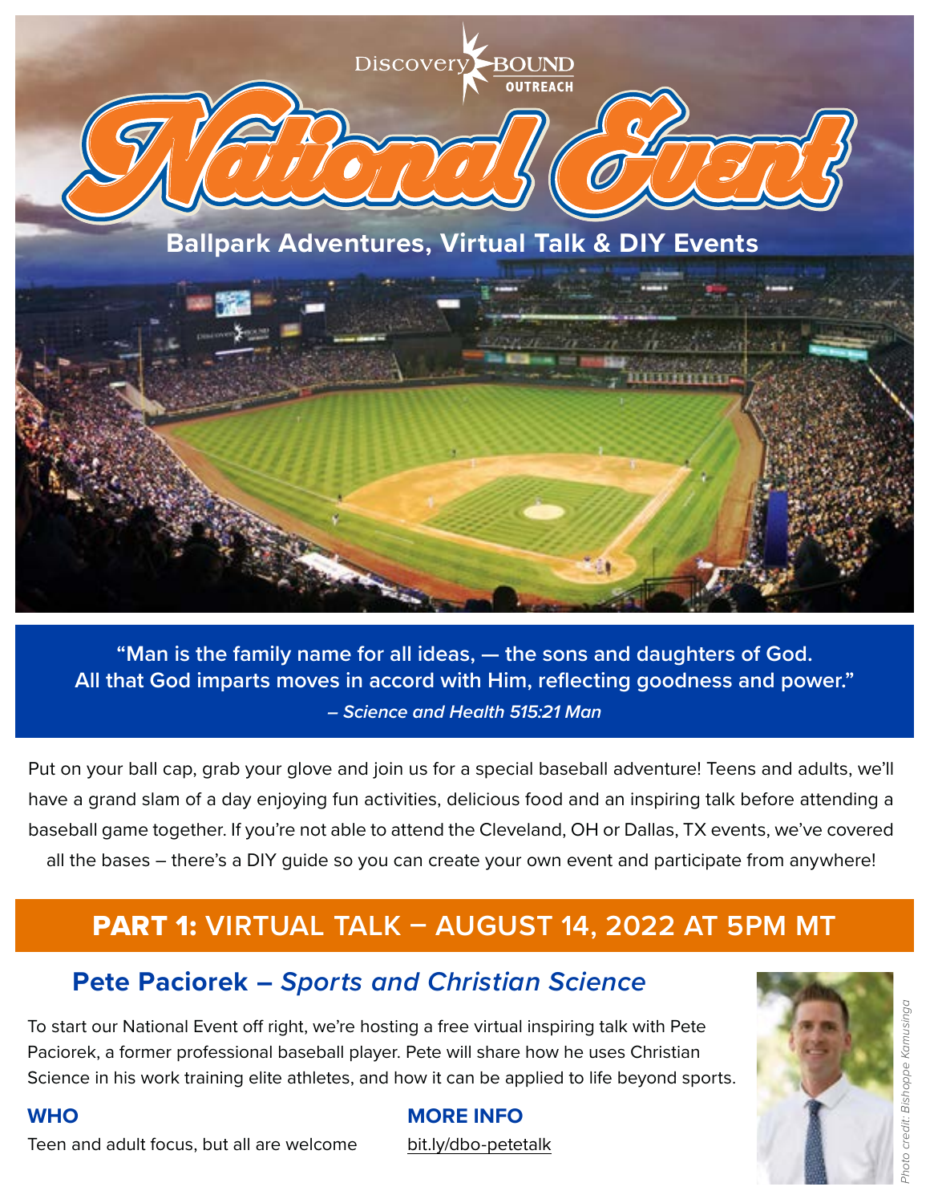Discovery BOUND OUTREACH

# National Event

## Ballpark Adventures, Virtual Talk & DIY Events

**"Man is the family name for all ideas, — the sons and daughters of God. All that God imparts moves in accord with Him, reflecting goodness and power."**
***– Science and Health 515:21 Man***

Put on your ball cap, grab your glove and join us for a special baseball adventure! Teens and adults, we'll have a grand slam of a day enjoying fun activities, delicious food and an inspiring talk before attending a baseball game together. If you're not able to attend the Cleveland, OH or Dallas, TX events, we've covered all the bases – there's a DIY guide so you can create your own event and participate from anywhere!

## PART 1: VIRTUAL TALK – AUGUST 14, 2022 AT 5PM MT

### Pete Paciorek – *Sports and Christian Science*

To start our National Event off right, we're hosting a free virtual inspiring talk with Pete Paciorek, a former professional baseball player. Pete will share how he uses Christian Science in his work training elite athletes, and how it can be applied to life beyond sports.

**WHO**

Teen and adult focus, but all are welcome

**MORE INFO**

bit.ly/dbo-petetalk

*Photo credit: Bishoppe Kamusinga*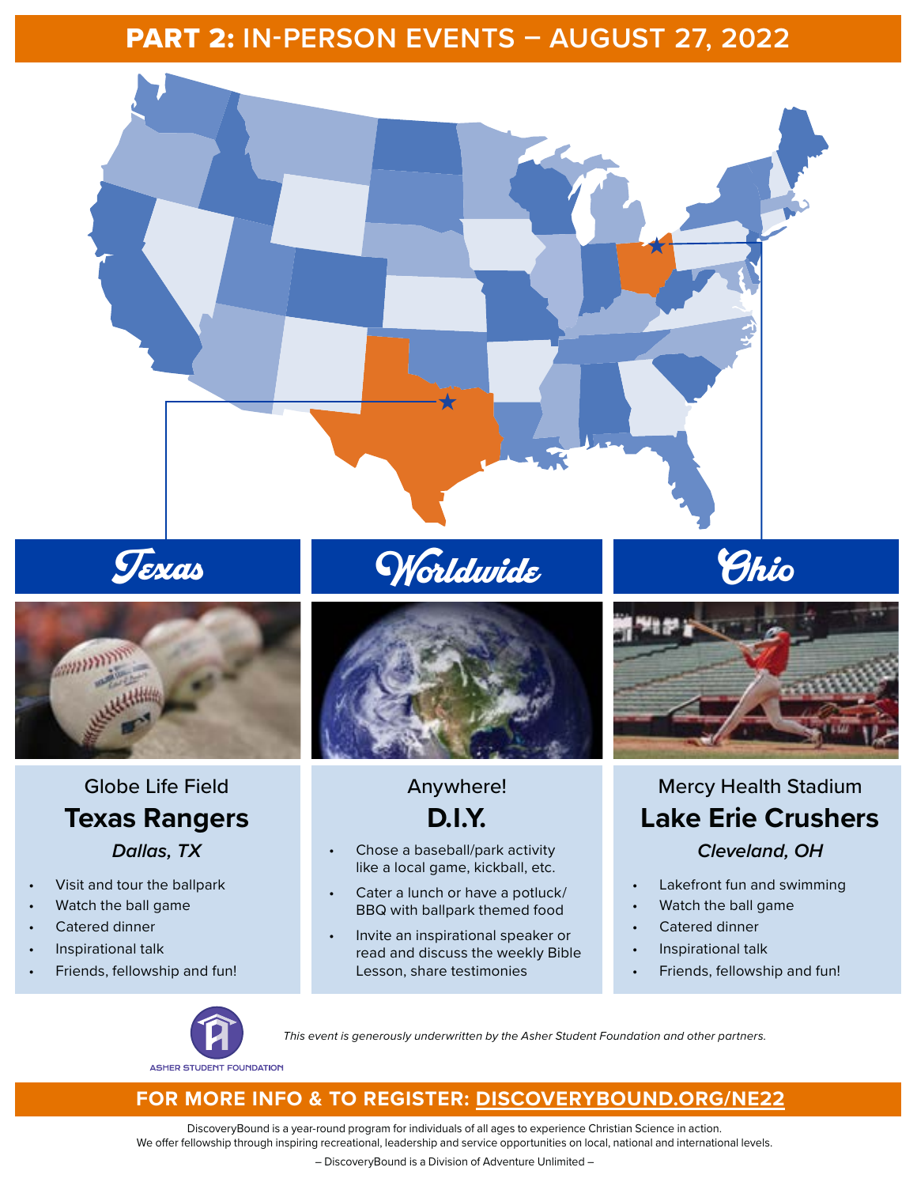# PART 2: IN-PERSON EVENTS – AUGUST 27, 2022

## Texas

Globe Life Field

### Texas Rangers

*Dallas, TX*

- Visit and tour the ballpark
- Watch the ball game
- Catered dinner
- Inspirational talk
- Friends, fellowship and fun!

## Worldwide

Anywhere!

### D.I.Y.

- Chose a baseball/park activity like a local game, kickball, etc.
- Cater a lunch or have a potluck/ BBQ with ballpark themed food
- Invite an inspirational speaker or read and discuss the weekly Bible Lesson, share testimonies

## Ohio

Mercy Health Stadium

### Lake Erie Crushers

*Cleveland, OH*

- Lakefront fun and swimming
- Watch the ball game
- Catered dinner
- Inspirational talk
- Friends, fellowship and fun!

ASHER STUDENT FOUNDATION

*This event is generously underwritten by the Asher Student Foundation and other partners.*

**FOR MORE INFO & TO REGISTER: DISCOVERYBOUND.ORG/NE22**

DiscoveryBound is a year-round program for individuals of all ages to experience Christian Science in action.
We offer fellowship through inspiring recreational, leadership and service opportunities on local, national and international levels.

– DiscoveryBound is a Division of Adventure Unlimited –